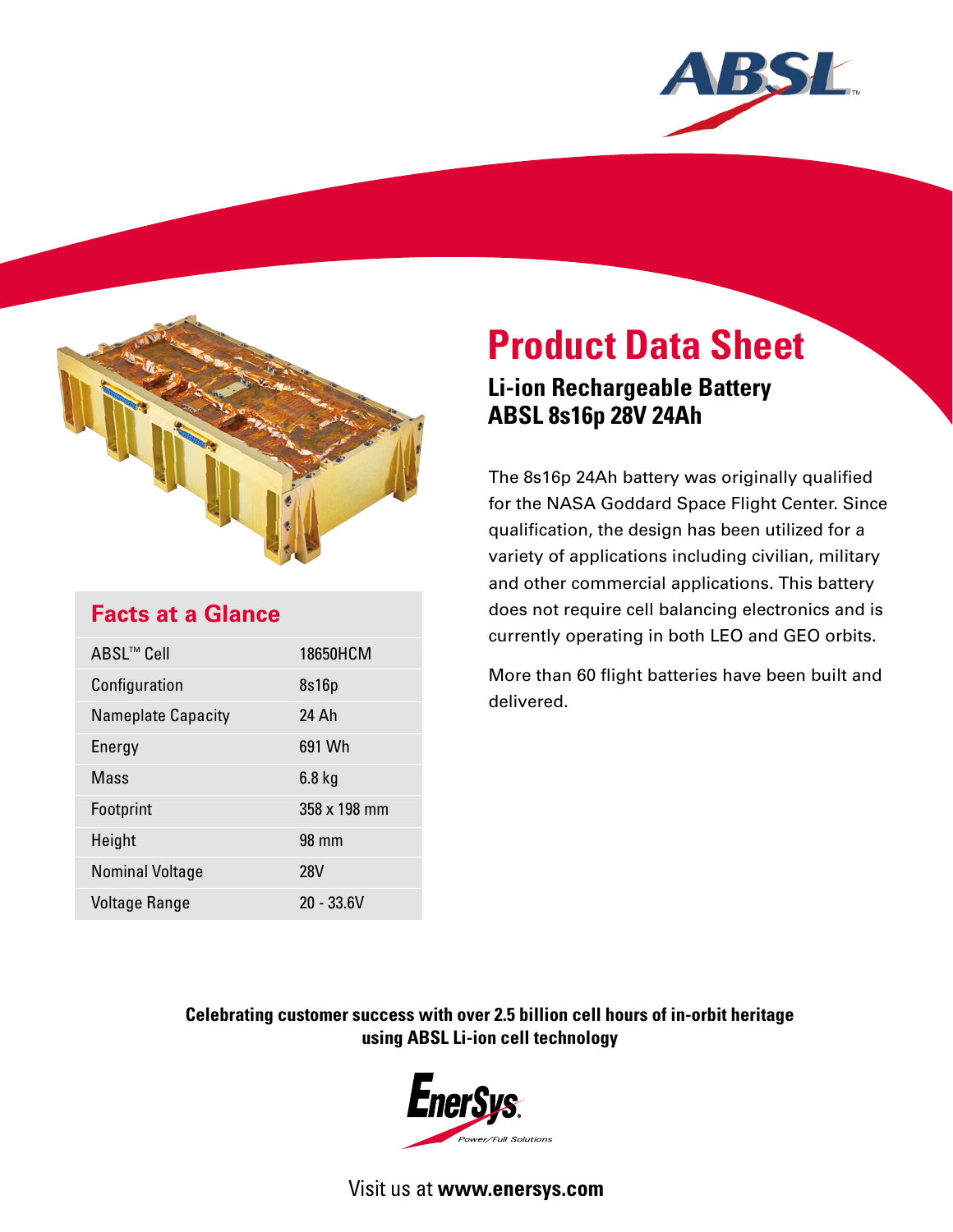# Product Data Sheet

## Li-ion Rechargeable Battery ABSL 8s16p 28V 24Ah

The 8s16p 24Ah battery was originally qualified for the NASA Goddard Space Flight Center. Since qualification, the design has been utilized for a variety of applications including civilian, military and other commercial applications. This battery does not require cell balancing electronics and is currently operating in both LEO and GEO orbits.

More than 60 flight batteries have been built and delivered.

### Facts at a Glance

| | |
|---|---|
| ABSL™ Cell | 18650HCM |
| Configuration | 8s16p |
| Nameplate Capacity | 24 Ah |
| Energy | 691 Wh |
| Mass | 6.8 kg |
| Footprint | 358 x 198 mm |
| Height | 98 mm |
| Nominal Voltage | 28V |
| Voltage Range | 20 - 33.6V |

**Celebrating customer success with over 2.5 billion cell hours of in-orbit heritage using ABSL Li-ion cell technology**

EnerSys® *Power/Full Solutions*

Visit us at **www.enersys.com**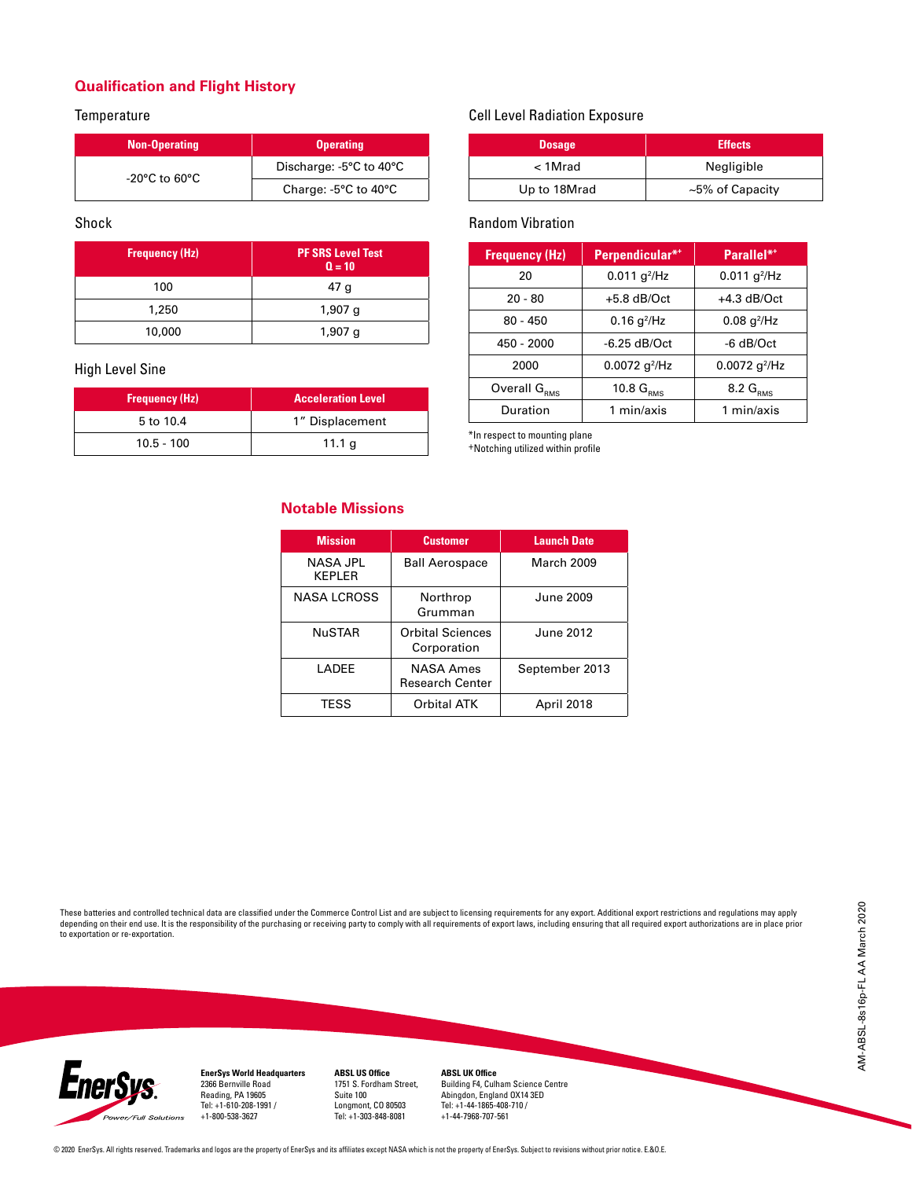## Qualification and Flight History

### Temperature

| Non-Operating | Operating |
|---|---|
| -20°C to 60°C | Discharge: -5°C to 40°C |
| | Charge: -5°C to 40°C |

### Shock

| Frequency (Hz) | PF SRS Level Test Q = 10 |
|---|---|
| 100 | 47 g |
| 1,250 | 1,907 g |
| 10,000 | 1,907 g |

### High Level Sine

| Frequency (Hz) | Acceleration Level |
|---|---|
| 5 to 10.4 | 1" Displacement |
| 10.5 - 100 | 11.1 g |

### Cell Level Radiation Exposure

| Dosage | Effects |
|---|---|
| < 1Mrad | Negligible |
| Up to 18Mrad | ~5% of Capacity |

### Random Vibration

| Frequency (Hz) | Perpendicular*+ | Parallel*+ |
|---|---|---|
| 20 | 0.011 $g^2$/Hz | 0.011 $g^2$/Hz |
| 20 - 80 | +5.8 dB/Oct | +4.3 dB/Oct |
| 80 - 450 | 0.16 $g^2$/Hz | 0.08 $g^2$/Hz |
| 450 - 2000 | -6.25 dB/Oct | -6 dB/Oct |
| 2000 | 0.0072 $g^2$/Hz | 0.0072 $g^2$/Hz |
| Overall $G_{RMS}$ | 10.8 $G_{RMS}$ | 8.2 $G_{RMS}$ |
| Duration | 1 min/axis | 1 min/axis |

*In respect to mounting plane
+Notching utilized within profile

## Notable Missions

| Mission | Customer | Launch Date |
|---|---|---|
| NASA JPL KEPLER | Ball Aerospace | March 2009 |
| NASA LCROSS | Northrop Grumman | June 2009 |
| NuSTAR | Orbital Sciences Corporation | June 2012 |
| LADEE | NASA Ames Research Center | September 2013 |
| TESS | Orbital ATK | April 2018 |

These batteries and controlled technical data are classified under the Commerce Control List and are subject to licensing requirements for any export. Additional export restrictions and regulations may apply depending on their end use. It is the responsibility of the purchasing or receiving party to comply with all requirements of export laws, including ensuring that all required export authorizations are in place prior to exportation or re-exportation.

AM-ABSL-8s16p-FL AA March 2020

EnerSys. Power/Full Solutions

**EnerSys World Headquarters**
2366 Bernville Road
Reading, PA 19605
Tel: +1-610-208-1991 /
+1-800-538-3627

**ABSL US Office**
1751 S. Fordham Street,
Suite 100
Longmont, CO 80503
Tel: +1-303-848-8081

**ABSL UK Office**
Building F4, Culham Science Centre
Abingdon, England OX14 3ED
Tel: +1-44-1865-408-710 /
+1-44-7968-707-561

© 2020 EnerSys. All rights reserved. Trademarks and logos are the property of EnerSys and its affiliates except NASA which is not the property of EnerSys. Subject to revisions without prior notice. E.&O.E.